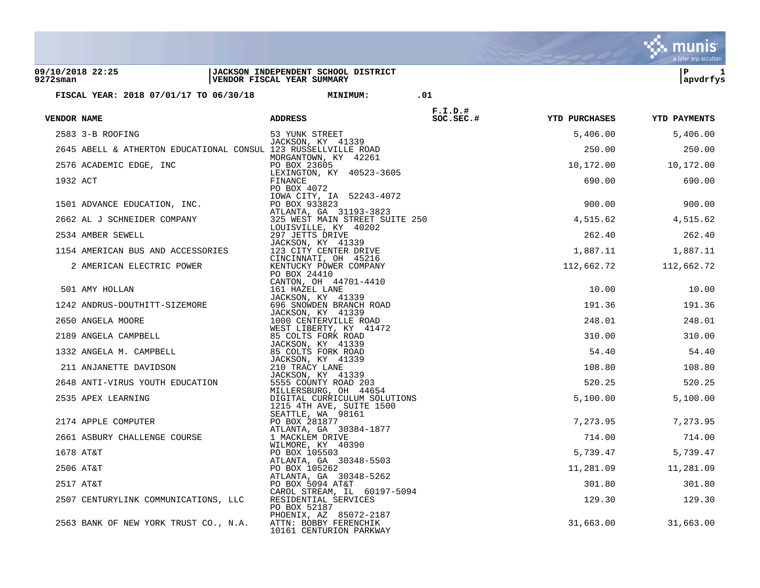**09/10/2018 22:25** | **JACKSON INDEPENDENT SCHOOL DISTRICT** | **P 1**
**9272sman** | **VENDOR FISCAL YEAR SUMMARY** | **apvdrfys**

**FISCAL YEAR: 2018 07/01/17 TO 06/30/18** **MINIMUM: .01**

| VENDOR NAME | ADDRESS | F.I.D.# SOC.SEC.# | YTD PURCHASES | YTD PAYMENTS |
|---|---|---|---|---|
| 2583 3-B ROOFING | 53 YUNK STREET<br>JACKSON, KY 41339 | | 5,406.00 | 5,406.00 |
| 2645 ABELL & ATHERTON EDUCATIONAL CONSUL | 123 RUSSELLVILLE ROAD<br>MORGANTOWN, KY 42261 | | 250.00 | 250.00 |
| 2576 ACADEMIC EDGE, INC | PO BOX 23605<br>LEXINGTON, KY 40523-3605 | | 10,172.00 | 10,172.00 |
| 1932 ACT | FINANCE<br>PO BOX 4072<br>IOWA CITY, IA 52243-4072 | | 690.00 | 690.00 |
| 1501 ADVANCE EDUCATION, INC. | PO BOX 933823<br>ATLANTA, GA 31193-3823 | | 900.00 | 900.00 |
| 2662 AL J SCHNEIDER COMPANY | 325 WEST MAIN STREET SUITE 250<br>LOUISVILLE, KY 40202 | | 4,515.62 | 4,515.62 |
| 2534 AMBER SEWELL | 297 JETTS DRIVE<br>JACKSON, KY 41339 | | 262.40 | 262.40 |
| 1154 AMERICAN BUS AND ACCESSORIES | 123 CITY CENTER DRIVE<br>CINCINNATI, OH 45216 | | 1,887.11 | 1,887.11 |
| 2 AMERICAN ELECTRIC POWER | KENTUCKY POWER COMPANY<br>PO BOX 24410<br>CANTON, OH 44701-4410 | | 112,662.72 | 112,662.72 |
| 501 AMY HOLLAN | 161 HAZEL LANE<br>JACKSON, KY 41339 | | 10.00 | 10.00 |
| 1242 ANDRUS-DOUTHITT-SIZEMORE | 696 SNOWDEN BRANCH ROAD<br>JACKSON, KY 41339 | | 191.36 | 191.36 |
| 2650 ANGELA MOORE | 1000 CENTERVILLE ROAD<br>WEST LIBERTY, KY 41472 | | 248.01 | 248.01 |
| 2189 ANGELA CAMPBELL | 85 COLTS FORK ROAD<br>JACKSON, KY 41339 | | 310.00 | 310.00 |
| 1332 ANGELA M. CAMPBELL | 85 COLTS FORK ROAD<br>JACKSON, KY 41339 | | 54.40 | 54.40 |
| 211 ANJANETTE DAVIDSON | 210 TRACY LANE<br>JACKSON, KY 41339 | | 108.80 | 108.80 |
| 2648 ANTI-VIRUS YOUTH EDUCATION | 5555 COUNTY ROAD 203<br>MILLERSBURG, OH 44654 | | 520.25 | 520.25 |
| 2535 APEX LEARNING | DIGITAL CURRICULUM SOLUTIONS<br>1215 4TH AVE, SUITE 1500<br>SEATTLE, WA 98161 | | 5,100.00 | 5,100.00 |
| 2174 APPLE COMPUTER | PO BOX 281877<br>ATLANTA, GA 30384-1877 | | 7,273.95 | 7,273.95 |
| 2661 ASBURY CHALLENGE COURSE | 1 MACKLEM DRIVE<br>WILMORE, KY 40390 | | 714.00 | 714.00 |
| 1678 AT&T | PO BOX 105503<br>ATLANTA, GA 30348-5503 | | 5,739.47 | 5,739.47 |
| 2506 AT&T | PO BOX 105262<br>ATLANTA, GA 30348-5262 | | 11,281.09 | 11,281.09 |
| 2517 AT&T | PO BOX 5094 AT&T<br>CAROL STREAM, IL 60197-5094 | | 301.80 | 301.80 |
| 2507 CENTURYLINK COMMUNICATIONS, LLC | RESIDENTIAL SERVICES<br>PO BOX 52187<br>PHOENIX, AZ 85072-2187 | | 129.30 | 129.30 |
| 2563 BANK OF NEW YORK TRUST CO., N.A. | ATTN: BOBBY FERENCHIK<br>10161 CENTURION PARKWAY | | 31,663.00 | 31,663.00 |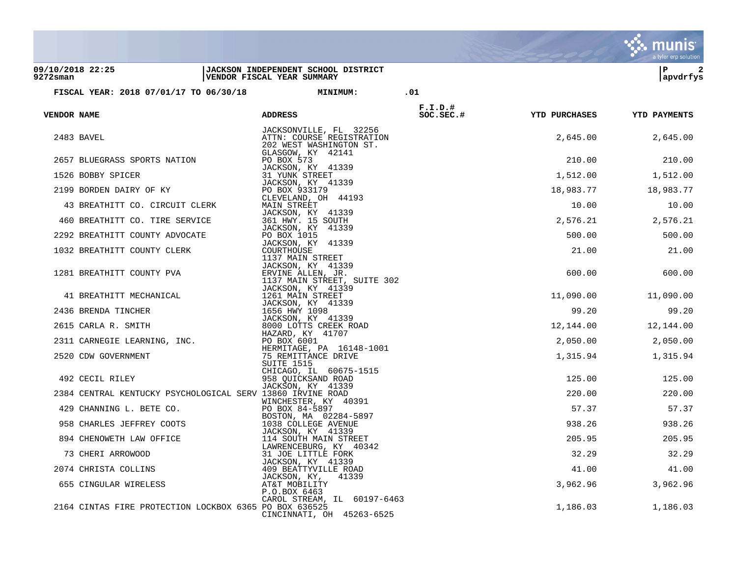JACKSON INDEPENDENT SCHOOL DISTRICT
VENDOR FISCAL YEAR SUMMARY

**FISCAL YEAR: 2018 07/01/17 TO 06/30/18 MINIMUM: .01**

| VENDOR | NAME | ADDRESS | F.I.D.# SOC.SEC.# | YTD PURCHASES | YTD PAYMENTS |
|---|---|---|---|---|---|
| | | JACKSONVILLE, FL 32256 | | | |
| 2483 | BAVEL | ATTN: COURSE REGISTRATION<br>202 WEST WASHINGTON ST.<br>GLASGOW, KY 42141 | | 2,645.00 | 2,645.00 |
| 2657 | BLUEGRASS SPORTS NATION | PO BOX 573<br>JACKSON, KY 41339 | | 210.00 | 210.00 |
| 1526 | BOBBY SPICER | 31 YUNK STREET<br>JACKSON, KY 41339 | | 1,512.00 | 1,512.00 |
| 2199 | BORDEN DAIRY OF KY | PO BOX 933179<br>CLEVELAND, OH 44193 | | 18,983.77 | 18,983.77 |
| 43 | BREATHITT CO. CIRCUIT CLERK | MAIN STREET<br>JACKSON, KY 41339 | | 10.00 | 10.00 |
| 460 | BREATHITT CO. TIRE SERVICE | 361 HWY. 15 SOUTH<br>JACKSON, KY 41339 | | 2,576.21 | 2,576.21 |
| 2292 | BREATHITT COUNTY ADVOCATE | PO BOX 1015<br>JACKSON, KY 41339 | | 500.00 | 500.00 |
| 1032 | BREATHITT COUNTY CLERK | COURTHOUSE<br>1137 MAIN STREET<br>JACKSON, KY 41339 | | 21.00 | 21.00 |
| 1281 | BREATHITT COUNTY PVA | ERVINE ALLEN, JR.<br>1137 MAIN STREET, SUITE 302<br>JACKSON, KY 41339 | | 600.00 | 600.00 |
| 41 | BREATHITT MECHANICAL | 1261 MAIN STREET<br>JACKSON, KY 41339 | | 11,090.00 | 11,090.00 |
| 2436 | BRENDA TINCHER | 1656 HWY 1098<br>JACKSON, KY 41339 | | 99.20 | 99.20 |
| 2615 | CARLA R. SMITH | 8000 LOTTS CREEK ROAD<br>HAZARD, KY 41707 | | 12,144.00 | 12,144.00 |
| 2311 | CARNEGIE LEARNING, INC. | PO BOX 6001<br>HERMITAGE, PA 16148-1001 | | 2,050.00 | 2,050.00 |
| 2520 | CDW GOVERNMENT | 75 REMITTANCE DRIVE<br>SUITE 1515<br>CHICAGO, IL 60675-1515 | | 1,315.94 | 1,315.94 |
| 492 | CECIL RILEY | 958 QUICKSAND ROAD<br>JACKSON, KY 41339 | | 125.00 | 125.00 |
| 2384 | CENTRAL KENTUCKY PSYCHOLOGICAL SERV | 13860 IRVINE ROAD<br>WINCHESTER, KY 40391 | | 220.00 | 220.00 |
| 429 | CHANNING L. BETE CO. | PO BOX 84-5897<br>BOSTON, MA 02284-5897 | | 57.37 | 57.37 |
| 958 | CHARLES JEFFREY COOTS | 1038 COLLEGE AVENUE<br>JACKSON, KY 41339 | | 938.26 | 938.26 |
| 894 | CHENOWETH LAW OFFICE | 114 SOUTH MAIN STREET<br>LAWRENCEBURG, KY 40342 | | 205.95 | 205.95 |
| 73 | CHERI ARROWOOD | 31 JOE LITTLE FORK<br>JACKSON, KY 41339 | | 32.29 | 32.29 |
| 2074 | CHRISTA COLLINS | 409 BEATTYVILLE ROAD<br>JACKSON, KY, 41339 | | 41.00 | 41.00 |
| 655 | CINGULAR WIRELESS | AT&T MOBILITY<br>P.O.BOX 6463<br>CAROL STREAM, IL 60197-6463 | | 3,962.96 | 3,962.96 |
| 2164 | CINTAS FIRE PROTECTION LOCKBOX 6365 | PO BOX 636525<br>CINCINNATI, OH 45263-6525 | | 1,186.03 | 1,186.03 |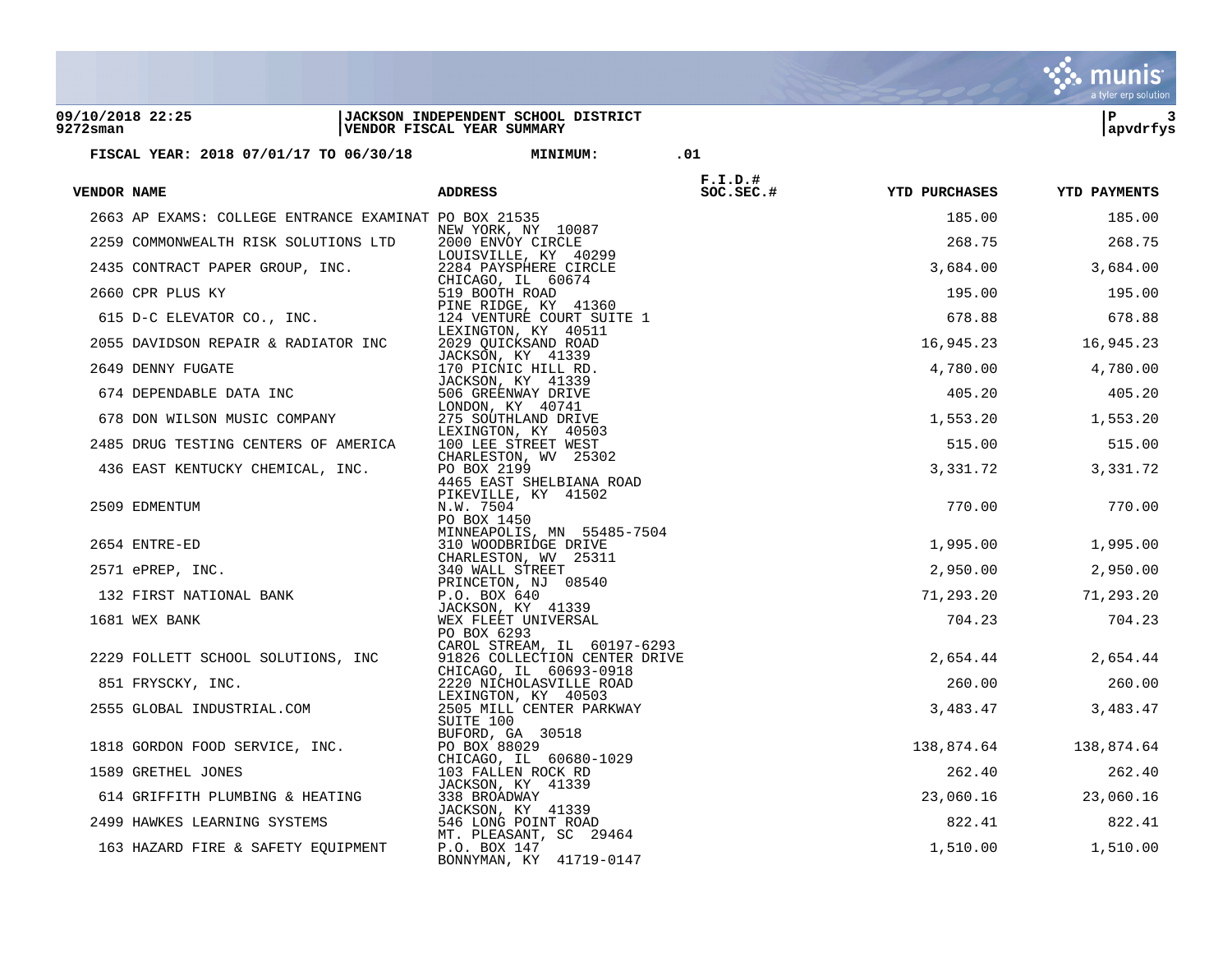**09/10/2018 22:25** | **JACKSON INDEPENDENT SCHOOL DISTRICT**
**9272sman** | **VENDOR FISCAL YEAR SUMMARY**

**FISCAL YEAR: 2018 07/01/17 TO 06/30/18 MINIMUM: .01**

| VENDOR NAME | ADDRESS | F.I.D.# SOC.SEC.# | YTD PURCHASES | YTD PAYMENTS |
|---|---|---|---|---|
| 2663 AP EXAMS: COLLEGE ENTRANCE EXAMINAT | PO BOX 21535 NEW YORK, NY 10087 | | 185.00 | 185.00 |
| 2259 COMMONWEALTH RISK SOLUTIONS LTD | 2000 ENVOY CIRCLE LOUISVILLE, KY 40299 | | 268.75 | 268.75 |
| 2435 CONTRACT PAPER GROUP, INC. | 2284 PAYSPHERE CIRCLE CHICAGO, IL 60674 | | 3,684.00 | 3,684.00 |
| 2660 CPR PLUS KY | 519 BOOTH ROAD PINE RIDGE, KY 41360 | | 195.00 | 195.00 |
| 615 D-C ELEVATOR CO., INC. | 124 VENTURE COURT SUITE 1 LEXINGTON, KY 40511 | | 678.88 | 678.88 |
| 2055 DAVIDSON REPAIR & RADIATOR INC | 2029 QUICKSAND ROAD JACKSON, KY 41339 | | 16,945.23 | 16,945.23 |
| 2649 DENNY FUGATE | 170 PICNIC HILL RD. JACKSON, KY 41339 | | 4,780.00 | 4,780.00 |
| 674 DEPENDABLE DATA INC | 506 GREENWAY DRIVE LONDON, KY 40741 | | 405.20 | 405.20 |
| 678 DON WILSON MUSIC COMPANY | 275 SOUTHLAND DRIVE LEXINGTON, KY 40503 | | 1,553.20 | 1,553.20 |
| 2485 DRUG TESTING CENTERS OF AMERICA | 100 LEE STREET WEST CHARLESTON, WV 25302 | | 515.00 | 515.00 |
| 436 EAST KENTUCKY CHEMICAL, INC. | PO BOX 2199 4465 EAST SHELBIANA ROAD PIKEVILLE, KY 41502 | | 3,331.72 | 3,331.72 |
| 2509 EDMENTUM | N.W. 7504 PO BOX 1450 MINNEAPOLIS, MN 55485-7504 | | 770.00 | 770.00 |
| 2654 ENTRE-ED | 310 WOODBRIDGE DRIVE CHARLESTON, WV 25311 | | 1,995.00 | 1,995.00 |
| 2571 ePREP, INC. | 340 WALL STREET PRINCETON, NJ 08540 | | 2,950.00 | 2,950.00 |
| 132 FIRST NATIONAL BANK | P.O. BOX 640 JACKSON, KY 41339 | | 71,293.20 | 71,293.20 |
| 1681 WEX BANK | WEX FLEET UNIVERSAL PO BOX 6293 CAROL STREAM, IL 60197-6293 | | 704.23 | 704.23 |
| 2229 FOLLETT SCHOOL SOLUTIONS, INC | 91826 COLLECTION CENTER DRIVE CHICAGO, IL 60693-0918 | | 2,654.44 | 2,654.44 |
| 851 FRYSCKY, INC. | 2220 NICHOLASVILLE ROAD LEXINGTON, KY 40503 | | 260.00 | 260.00 |
| 2555 GLOBAL INDUSTRIAL.COM | 2505 MILL CENTER PARKWAY SUITE 100 BUFORD, GA 30518 | | 3,483.47 | 3,483.47 |
| 1818 GORDON FOOD SERVICE, INC. | PO BOX 88029 CHICAGO, IL 60680-1029 | | 138,874.64 | 138,874.64 |
| 1589 GRETHEL JONES | 103 FALLEN ROCK RD JACKSON, KY 41339 | | 262.40 | 262.40 |
| 614 GRIFFITH PLUMBING & HEATING | 338 BROADWAY JACKSON, KY 41339 | | 23,060.16 | 23,060.16 |
| 2499 HAWKES LEARNING SYSTEMS | 546 LONG POINT ROAD MT. PLEASANT, SC 29464 | | 822.41 | 822.41 |
| 163 HAZARD FIRE & SAFETY EQUIPMENT | P.O. BOX 147 BONNYMAN, KY 41719-0147 | | 1,510.00 | 1,510.00 |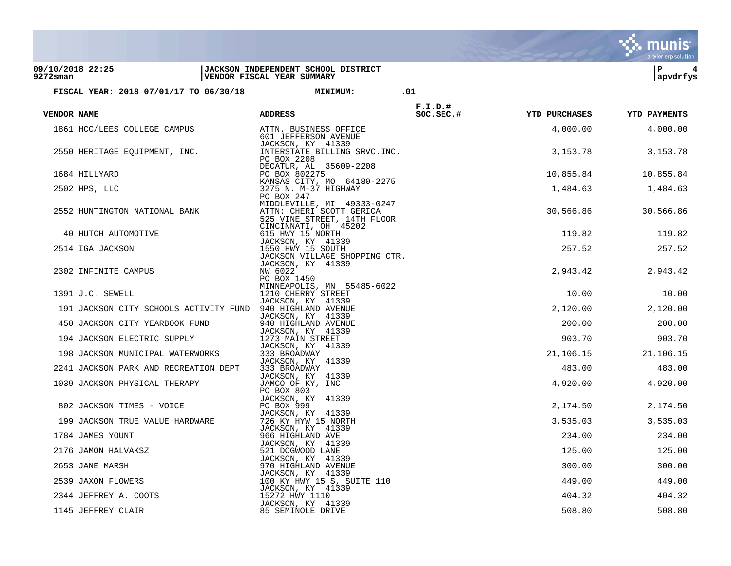09/10/2018 22:25 | JACKSON INDEPENDENT SCHOOL DISTRICT
9272sman | VENDOR FISCAL YEAR SUMMARY

**FISCAL YEAR: 2018 07/01/17 TO 06/30/18 MINIMUM: .01**

| VENDOR NAME | ADDRESS | F.I.D.# SOC.SEC.# | YTD PURCHASES | YTD PAYMENTS |
|---|---|---|---|---|
| 1861 HCC/LEES COLLEGE CAMPUS | ATTN. BUSINESS OFFICE<br>601 JEFFERSON AVENUE<br>JACKSON, KY 41339 | | 4,000.00 | 4,000.00 |
| 2550 HERITAGE EQUIPMENT, INC. | INTERSTATE BILLING SRVC.INC.<br>PO BOX 2208<br>DECATUR, AL 35609-2208 | | 3,153.78 | 3,153.78 |
| 1684 HILLYARD | PO BOX 802275<br>KANSAS CITY, MO 64180-2275 | | 10,855.84 | 10,855.84 |
| 2502 HPS, LLC | 3275 N. M-37 HIGHWAY<br>PO BOX 247<br>MIDDLEVILLE, MI 49333-0247 | | 1,484.63 | 1,484.63 |
| 2552 HUNTINGTON NATIONAL BANK | ATTN: CHERI SCOTT GERICA<br>525 VINE STREET, 14TH FLOOR<br>CINCINNATI, OH 45202 | | 30,566.86 | 30,566.86 |
| 40 HUTCH AUTOMOTIVE | 615 HWY 15 NORTH<br>JACKSON, KY 41339 | | 119.82 | 119.82 |
| 2514 IGA JACKSON | 1550 HWY 15 SOUTH<br>JACKSON VILLAGE SHOPPING CTR.<br>JACKSON, KY 41339 | | 257.52 | 257.52 |
| 2302 INFINITE CAMPUS | NW 6022<br>PO BOX 1450<br>MINNEAPOLIS, MN 55485-6022 | | 2,943.42 | 2,943.42 |
| 1391 J.C. SEWELL | 1210 CHERRY STREET<br>JACKSON, KY 41339 | | 10.00 | 10.00 |
| 191 JACKSON CITY SCHOOLS ACTIVITY FUND | 940 HIGHLAND AVENUE<br>JACKSON, KY 41339 | | 2,120.00 | 2,120.00 |
| 450 JACKSON CITY YEARBOOK FUND | 940 HIGHLAND AVENUE<br>JACKSON, KY 41339 | | 200.00 | 200.00 |
| 194 JACKSON ELECTRIC SUPPLY | 1273 MAIN STREET<br>JACKSON, KY 41339 | | 903.70 | 903.70 |
| 198 JACKSON MUNICIPAL WATERWORKS | 333 BROADWAY<br>JACKSON, KY 41339 | | 21,106.15 | 21,106.15 |
| 2241 JACKSON PARK AND RECREATION DEPT | 333 BROADWAY<br>JACKSON, KY 41339 | | 483.00 | 483.00 |
| 1039 JACKSON PHYSICAL THERAPY | JAMCO OF KY, INC<br>PO BOX 803<br>JACKSON, KY 41339 | | 4,920.00 | 4,920.00 |
| 802 JACKSON TIMES - VOICE | PO BOX 999<br>JACKSON, KY 41339 | | 2,174.50 | 2,174.50 |
| 199 JACKSON TRUE VALUE HARDWARE | 726 KY HYW 15 NORTH<br>JACKSON, KY 41339 | | 3,535.03 | 3,535.03 |
| 1784 JAMES YOUNT | 966 HIGHLAND AVE<br>JACKSON, KY 41339 | | 234.00 | 234.00 |
| 2176 JAMON HALVAKSZ | 521 DOGWOOD LANE<br>JACKSON, KY 41339 | | 125.00 | 125.00 |
| 2653 JANE MARSH | 970 HIGHLAND AVENUE<br>JACKSON, KY 41339 | | 300.00 | 300.00 |
| 2539 JAXON FLOWERS | 100 KY HWY 15 S, SUITE 110<br>JACKSON, KY 41339 | | 449.00 | 449.00 |
| 2344 JEFFREY A. COOTS | 15272 HWY 1110<br>JACKSON, KY 41339 | | 404.32 | 404.32 |
| 1145 JEFFREY CLAIR | 85 SEMINOLE DRIVE | | 508.80 | 508.80 |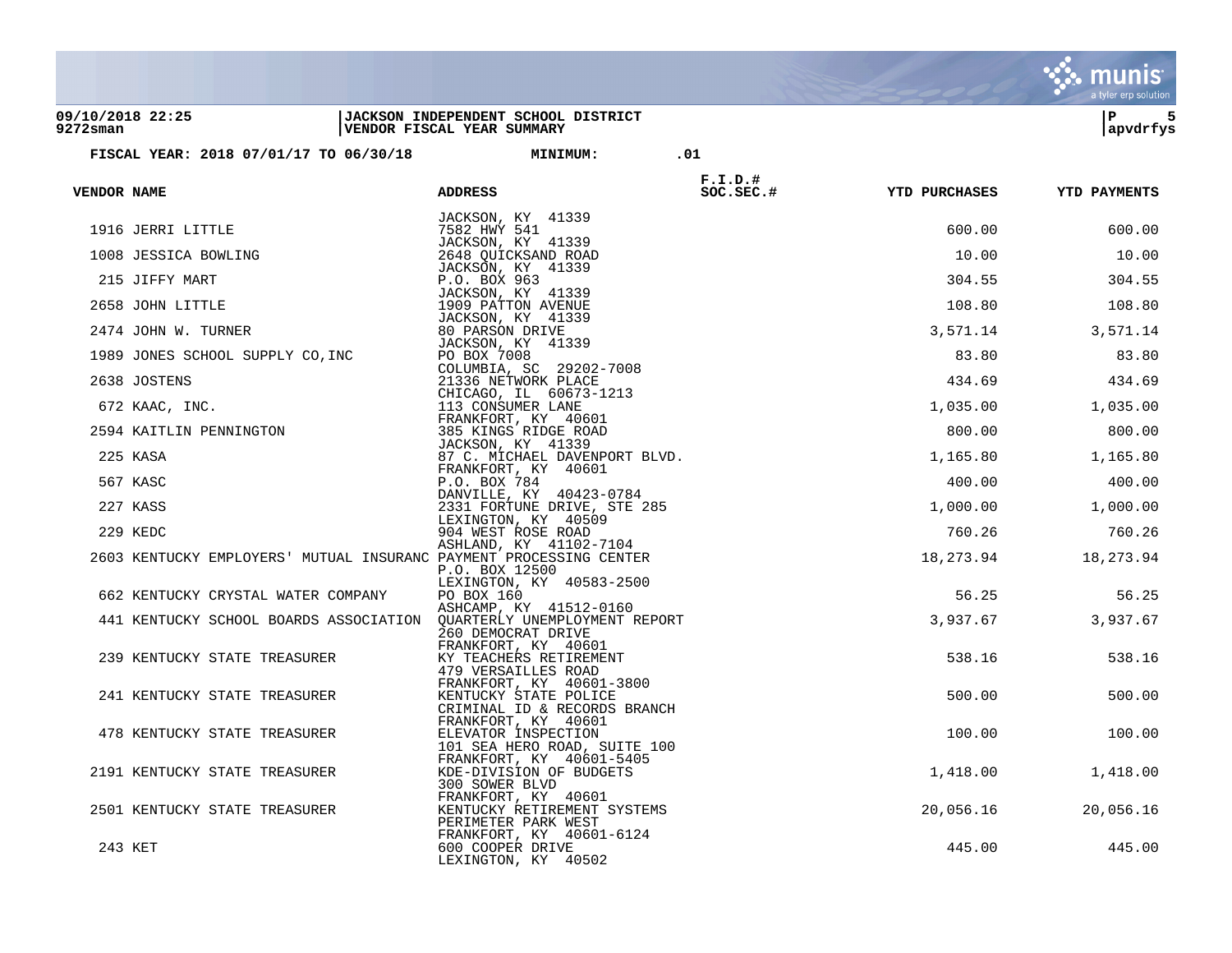**09/10/2018 22:25** | **JACKSON INDEPENDENT SCHOOL DISTRICT**
**9272sman** | **VENDOR FISCAL YEAR SUMMARY**

**FISCAL YEAR: 2018 07/01/17 TO 06/30/18** **MINIMUM: .01**

| VENDOR NAME | ADDRESS | F.I.D.# SOC.SEC.# | YTD PURCHASES | YTD PAYMENTS |
|---|---|---|---|---|
| | JACKSON, KY 41339 | | | |
| 1916 JERRI LITTLE | 7582 HWY 541<br>JACKSON, KY 41339 | | 600.00 | 600.00 |
| 1008 JESSICA BOWLING | 2648 QUICKSAND ROAD<br>JACKSON, KY 41339 | | 10.00 | 10.00 |
| 215 JIFFY MART | P.O. BOX 963<br>JACKSON, KY 41339 | | 304.55 | 304.55 |
| 2658 JOHN LITTLE | 1909 PATTON AVENUE<br>JACKSON, KY 41339 | | 108.80 | 108.80 |
| 2474 JOHN W. TURNER | 80 PARSON DRIVE<br>JACKSON, KY 41339 | | 3,571.14 | 3,571.14 |
| 1989 JONES SCHOOL SUPPLY CO,INC | PO BOX 7008<br>COLUMBIA, SC 29202-7008 | | 83.80 | 83.80 |
| 2638 JOSTENS | 21336 NETWORK PLACE<br>CHICAGO, IL 60673-1213 | | 434.69 | 434.69 |
| 672 KAAC, INC. | 113 CONSUMER LANE<br>FRANKFORT, KY 40601 | | 1,035.00 | 1,035.00 |
| 2594 KAITLIN PENNINGTON | 385 KINGS RIDGE ROAD<br>JACKSON, KY 41339 | | 800.00 | 800.00 |
| 225 KASA | 87 C. MICHAEL DAVENPORT BLVD.<br>FRANKFORT, KY 40601 | | 1,165.80 | 1,165.80 |
| 567 KASC | P.O. BOX 784<br>DANVILLE, KY 40423-0784 | | 400.00 | 400.00 |
| 227 KASS | 2331 FORTUNE DRIVE, STE 285<br>LEXINGTON, KY 40509 | | 1,000.00 | 1,000.00 |
| 229 KEDC | 904 WEST ROSE ROAD<br>ASHLAND, KY 41102-7104 | | 760.26 | 760.26 |
| 2603 KENTUCKY EMPLOYERS' MUTUAL INSURANC | PAYMENT PROCESSING CENTER<br>P.O. BOX 12500<br>LEXINGTON, KY 40583-2500 | | 18,273.94 | 18,273.94 |
| 662 KENTUCKY CRYSTAL WATER COMPANY | PO BOX 160<br>ASHCAMP, KY 41512-0160 | | 56.25 | 56.25 |
| 441 KENTUCKY SCHOOL BOARDS ASSOCIATION | QUARTERLY UNEMPLOYMENT REPORT<br>260 DEMOCRAT DRIVE<br>FRANKFORT, KY 40601 | | 3,937.67 | 3,937.67 |
| 239 KENTUCKY STATE TREASURER | KY TEACHERS RETIREMENT<br>479 VERSAILLES ROAD<br>FRANKFORT, KY 40601-3800 | | 538.16 | 538.16 |
| 241 KENTUCKY STATE TREASURER | KENTUCKY STATE POLICE<br>CRIMINAL ID & RECORDS BRANCH<br>FRANKFORT, KY 40601 | | 500.00 | 500.00 |
| 478 KENTUCKY STATE TREASURER | ELEVATOR INSPECTION<br>101 SEA HERO ROAD, SUITE 100<br>FRANKFORT, KY 40601-5405 | | 100.00 | 100.00 |
| 2191 KENTUCKY STATE TREASURER | KDE-DIVISION OF BUDGETS<br>300 SOWER BLVD<br>FRANKFORT, KY 40601 | | 1,418.00 | 1,418.00 |
| 2501 KENTUCKY STATE TREASURER | KENTUCKY RETIREMENT SYSTEMS<br>PERIMETER PARK WEST<br>FRANKFORT, KY 40601-6124 | | 20,056.16 | 20,056.16 |
| 243 KET | 600 COOPER DRIVE<br>LEXINGTON, KY 40502 | | 445.00 | 445.00 |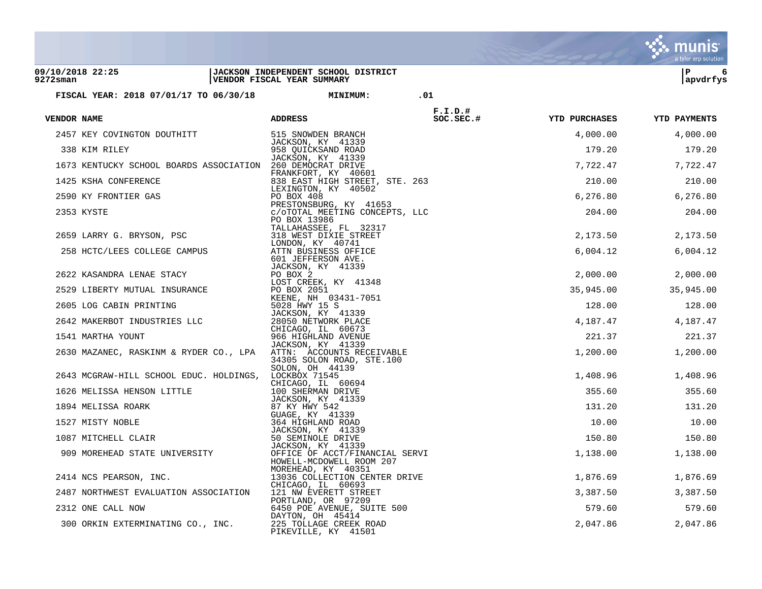**09/10/2018 22:25** | **JACKSON INDEPENDENT SCHOOL DISTRICT** | **P 6**
**9272sman** | **VENDOR FISCAL YEAR SUMMARY** | **apvdrfys**

**FISCAL YEAR: 2018 07/01/17 TO 06/30/18 MINIMUM: .01**

| VENDOR NAME | ADDRESS | F.I.D.# SOC.SEC.# | YTD PURCHASES | YTD PAYMENTS |
|---|---|---|---|---|
| 2457 KEY COVINGTON DOUTHITT | 515 SNOWDEN BRANCH<br>JACKSON, KY 41339 | | 4,000.00 | 4,000.00 |
| 338 KIM RILEY | 958 QUICKSAND ROAD<br>JACKSON, KY 41339 | | 179.20 | 179.20 |
| 1673 KENTUCKY SCHOOL BOARDS ASSOCIATION | 260 DEMOCRAT DRIVE<br>FRANKFORT, KY 40601 | | 7,722.47 | 7,722.47 |
| 1425 KSHA CONFERENCE | 838 EAST HIGH STREET, STE. 263<br>LEXINGTON, KY 40502 | | 210.00 | 210.00 |
| 2590 KY FRONTIER GAS | PO BOX 408<br>PRESTONSBURG, KY 41653 | | 6,276.80 | 6,276.80 |
| 2353 KYSTE | c/oTOTAL MEETING CONCEPTS, LLC<br>PO BOX 13986<br>TALLAHASSEE, FL 32317 | | 204.00 | 204.00 |
| 2659 LARRY G. BRYSON, PSC | 318 WEST DIXIE STREET<br>LONDON, KY 40741 | | 2,173.50 | 2,173.50 |
| 258 HCTC/LEES COLLEGE CAMPUS | ATTN BUSINESS OFFICE<br>601 JEFFERSON AVE.<br>JACKSON, KY 41339 | | 6,004.12 | 6,004.12 |
| 2622 KASANDRA LENAE STACY | PO BOX 2<br>LOST CREEK, KY 41348 | | 2,000.00 | 2,000.00 |
| 2529 LIBERTY MUTUAL INSURANCE | PO BOX 2051<br>KEENE, NH 03431-7051 | | 35,945.00 | 35,945.00 |
| 2605 LOG CABIN PRINTING | 5028 HWY 15 S<br>JACKSON, KY 41339 | | 128.00 | 128.00 |
| 2642 MAKERBOT INDUSTRIES LLC | 28050 NETWORK PLACE<br>CHICAGO, IL 60673 | | 4,187.47 | 4,187.47 |
| 1541 MARTHA YOUNT | 966 HIGHLAND AVENUE<br>JACKSON, KY 41339 | | 221.37 | 221.37 |
| 2630 MAZANEC, RASKINM & RYDER CO., LPA | ATTN: ACCOUNTS RECEIVABLE<br>34305 SOLON ROAD, STE.100<br>SOLON, OH 44139 | | 1,200.00 | 1,200.00 |
| 2643 MCGRAW-HILL SCHOOL EDUC. HOLDINGS, | LOCKBOX 71545<br>CHICAGO, IL 60694 | | 1,408.96 | 1,408.96 |
| 1626 MELISSA HENSON LITTLE | 100 SHERMAN DRIVE<br>JACKSON, KY 41339 | | 355.60 | 355.60 |
| 1894 MELISSA ROARK | 87 KY HWY 542<br>GUAGE, KY 41339 | | 131.20 | 131.20 |
| 1527 MISTY NOBLE | 364 HIGHLAND ROAD<br>JACKSON, KY 41339 | | 10.00 | 10.00 |
| 1087 MITCHELL CLAIR | 50 SEMINOLE DRIVE<br>JACKSON, KY 41339 | | 150.80 | 150.80 |
| 909 MOREHEAD STATE UNIVERSITY | OFFICE OF ACCT/FINANCIAL SERVI<br>HOWELL-MCDOWELL ROOM 207<br>MOREHEAD, KY 40351 | | 1,138.00 | 1,138.00 |
| 2414 NCS PEARSON, INC. | 13036 COLLECTION CENTER DRIVE<br>CHICAGO, IL 60693 | | 1,876.69 | 1,876.69 |
| 2487 NORTHWEST EVALUATION ASSOCIATION | 121 NW EVERETT STREET<br>PORTLAND, OR 97209 | | 3,387.50 | 3,387.50 |
| 2312 ONE CALL NOW | 6450 POE AVENUE, SUITE 500<br>DAYTON, OH 45414 | | 579.60 | 579.60 |
| 300 ORKIN EXTERMINATING CO., INC. | 225 TOLLAGE CREEK ROAD<br>PIKEVILLE, KY 41501 | | 2,047.86 | 2,047.86 |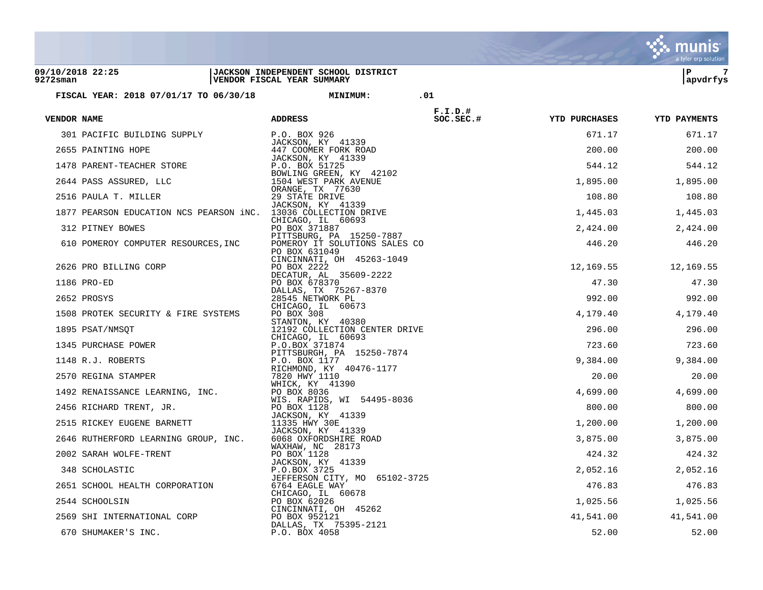**09/10/2018 22:25** | **JACKSON INDEPENDENT SCHOOL DISTRICT**
**9272sman** | **VENDOR FISCAL YEAR SUMMARY** | **apvdrfys**

**FISCAL YEAR: 2018 07/01/17 TO 06/30/18 MINIMUM: .01**

| VENDOR NAME | ADDRESS | F.I.D.# SOC.SEC.# | YTD PURCHASES | YTD PAYMENTS |
|---|---|---|---|---|
| 301 PACIFIC BUILDING SUPPLY | P.O. BOX 926 JACKSON, KY 41339 | | 671.17 | 671.17 |
| 2655 PAINTING HOPE | 447 COOMER FORK ROAD JACKSON, KY 41339 | | 200.00 | 200.00 |
| 1478 PARENT-TEACHER STORE | P.O. BOX 51725 BOWLING GREEN, KY 42102 | | 544.12 | 544.12 |
| 2644 PASS ASSURED, LLC | 1504 WEST PARK AVENUE ORANGE, TX 77630 | | 1,895.00 | 1,895.00 |
| 2516 PAULA T. MILLER | 29 STATE DRIVE JACKSON, KY 41339 | | 108.80 | 108.80 |
| 1877 PEARSON EDUCATION NCS PEARSON iNC. | 13036 COLLECTION DRIVE CHICAGO, IL 60693 | | 1,445.03 | 1,445.03 |
| 312 PITNEY BOWES | PO BOX 371887 PITTSBURG, PA 15250-7887 | | 2,424.00 | 2,424.00 |
| 610 POMEROY COMPUTER RESOURCES,INC | POMEROY IT SOLUTIONS SALES CO PO BOX 631049 CINCINNATI, OH 45263-1049 | | 446.20 | 446.20 |
| 2626 PRO BILLING CORP | PO BOX 2222 DECATUR, AL 35609-2222 | | 12,169.55 | 12,169.55 |
| 1186 PRO-ED | PO BOX 678370 DALLAS, TX 75267-8370 | | 47.30 | 47.30 |
| 2652 PROSYS | 28545 NETWORK PL CHICAGO, IL 60673 | | 992.00 | 992.00 |
| 1508 PROTEK SECURITY & FIRE SYSTEMS | PO BOX 308 STANTON, KY 40380 | | 4,179.40 | 4,179.40 |
| 1895 PSAT/NMSQT | 12192 COLLECTION CENTER DRIVE CHICAGO, IL 60693 | | 296.00 | 296.00 |
| 1345 PURCHASE POWER | P.O.BOX 371874 PITTSBURGH, PA 15250-7874 | | 723.60 | 723.60 |
| 1148 R.J. ROBERTS | P.O. BOX 1177 RICHMOND, KY 40476-1177 | | 9,384.00 | 9,384.00 |
| 2570 REGINA STAMPER | 7820 HWY 1110 WHICK, KY 41390 | | 20.00 | 20.00 |
| 1492 RENAISSANCE LEARNING, INC. | PO BOX 8036 WIS. RAPIDS, WI 54495-8036 | | 4,699.00 | 4,699.00 |
| 2456 RICHARD TRENT, JR. | PO BOX 1128 JACKSON, KY 41339 | | 800.00 | 800.00 |
| 2515 RICKEY EUGENE BARNETT | 11335 HWY 30E JACKSON, KY 41339 | | 1,200.00 | 1,200.00 |
| 2646 RUTHERFORD LEARNING GROUP, INC. | 6068 OXFORDSHIRE ROAD WAXHAW, NC 28173 | | 3,875.00 | 3,875.00 |
| 2002 SARAH WOLFE-TRENT | PO BOX 1128 JACKSON, KY 41339 | | 424.32 | 424.32 |
| 348 SCHOLASTIC | P.O.BOX 3725 JEFFERSON CITY, MO 65102-3725 | | 2,052.16 | 2,052.16 |
| 2651 SCHOOL HEALTH CORPORATION | 6764 EAGLE WAY CHICAGO, IL 60678 | | 476.83 | 476.83 |
| 2544 SCHOOLSIN | PO BOX 62026 CINCINNATI, OH 45262 | | 1,025.56 | 1,025.56 |
| 2569 SHI INTERNATIONAL CORP | PO BOX 952121 DALLAS, TX 75395-2121 | | 41,541.00 | 41,541.00 |
| 670 SHUMAKER'S INC. | P.O. BOX 4058 | | 52.00 | 52.00 |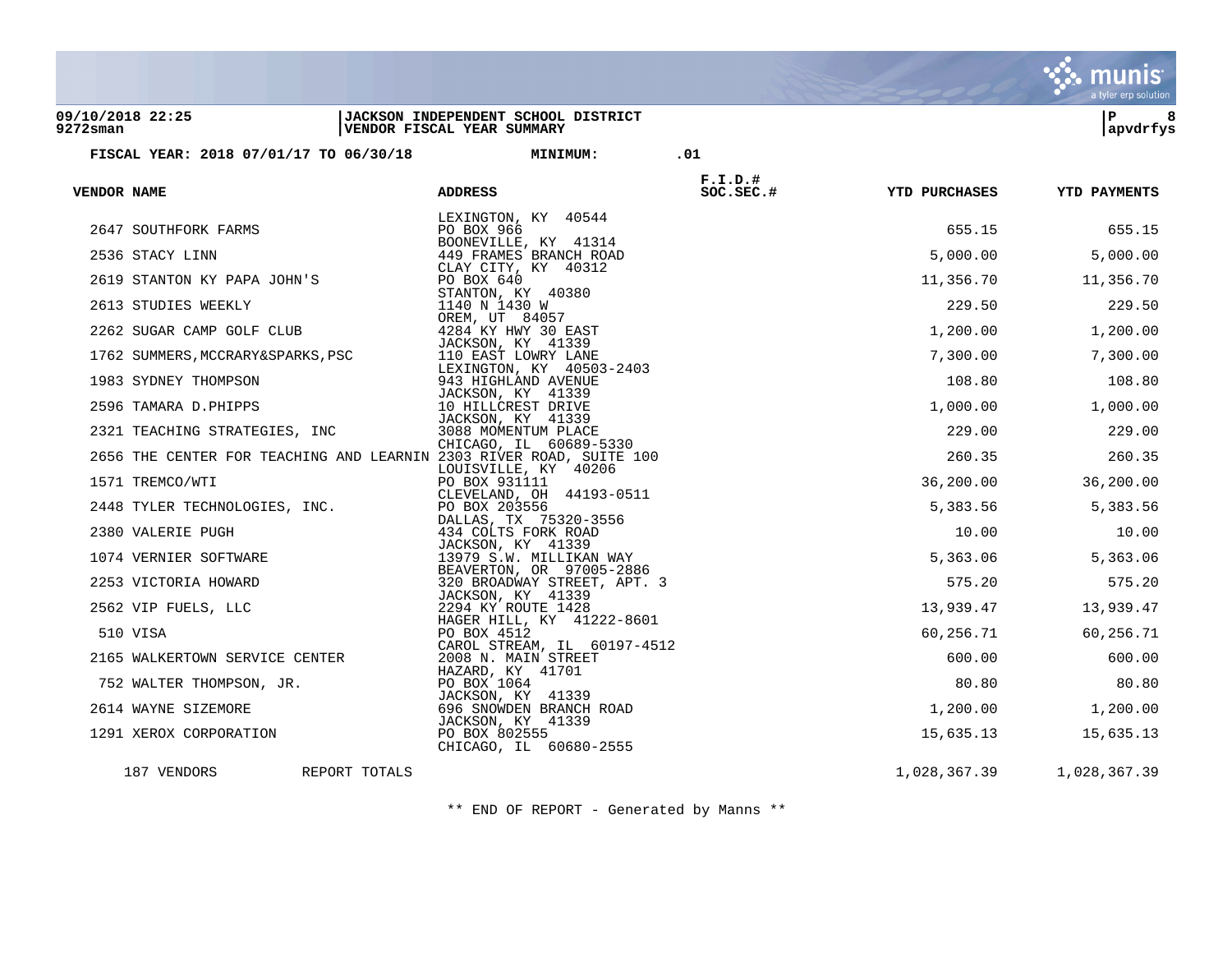**JACKSON INDEPENDENT SCHOOL DISTRICT**
**VENDOR FISCAL YEAR SUMMARY**

**FISCAL YEAR: 2018 07/01/17 TO 06/30/18 MINIMUM: .01**

| VENDOR NAME | ADDRESS | F.I.D.# SOC.SEC.# | YTD PURCHASES | YTD PAYMENTS |
|---|---|---|---|---|
| | LEXINGTON, KY 40544 | | | |
| 2647 SOUTHFORK FARMS | PO BOX 966 BOONEVILLE, KY 41314 | | 655.15 | 655.15 |
| 2536 STACY LINN | 449 FRAMES BRANCH ROAD CLAY CITY, KY 40312 | | 5,000.00 | 5,000.00 |
| 2619 STANTON KY PAPA JOHN'S | PO BOX 640 STANTON, KY 40380 | | 11,356.70 | 11,356.70 |
| 2613 STUDIES WEEKLY | 1140 N 1430 W OREM, UT 84057 | | 229.50 | 229.50 |
| 2262 SUGAR CAMP GOLF CLUB | 4284 KY HWY 30 EAST JACKSON, KY 41339 | | 1,200.00 | 1,200.00 |
| 1762 SUMMERS,MCCRARY&SPARKS,PSC | 110 EAST LOWRY LANE LEXINGTON, KY 40503-2403 | | 7,300.00 | 7,300.00 |
| 1983 SYDNEY THOMPSON | 943 HIGHLAND AVENUE JACKSON, KY 41339 | | 108.80 | 108.80 |
| 2596 TAMARA D.PHIPPS | 10 HILLCREST DRIVE JACKSON, KY 41339 | | 1,000.00 | 1,000.00 |
| 2321 TEACHING STRATEGIES, INC | 3088 MOMENTUM PLACE CHICAGO, IL 60689-5330 | | 229.00 | 229.00 |
| 2656 THE CENTER FOR TEACHING AND LEARNIN | 2303 RIVER ROAD, SUITE 100 LOUISVILLE, KY 40206 | | 260.35 | 260.35 |
| 1571 TREMCO/WTI | PO BOX 931111 CLEVELAND, OH 44193-0511 | | 36,200.00 | 36,200.00 |
| 2448 TYLER TECHNOLOGIES, INC. | PO BOX 203556 DALLAS, TX 75320-3556 | | 5,383.56 | 5,383.56 |
| 2380 VALERIE PUGH | 434 COLTS FORK ROAD JACKSON, KY 41339 | | 10.00 | 10.00 |
| 1074 VERNIER SOFTWARE | 13979 S.W. MILLIKAN WAY BEAVERTON, OR 97005-2886 | | 5,363.06 | 5,363.06 |
| 2253 VICTORIA HOWARD | 320 BROADWAY STREET, APT. 3 JACKSON, KY 41339 | | 575.20 | 575.20 |
| 2562 VIP FUELS, LLC | 2294 KY ROUTE 1428 HAGER HILL, KY 41222-8601 | | 13,939.47 | 13,939.47 |
| 510 VISA | PO BOX 4512 CAROL STREAM, IL 60197-4512 | | 60,256.71 | 60,256.71 |
| 2165 WALKERTOWN SERVICE CENTER | 2008 N. MAIN STREET HAZARD, KY 41701 | | 600.00 | 600.00 |
| 752 WALTER THOMPSON, JR. | PO BOX 1064 JACKSON, KY 41339 | | 80.80 | 80.80 |
| 2614 WAYNE SIZEMORE | 696 SNOWDEN BRANCH ROAD JACKSON, KY 41339 | | 1,200.00 | 1,200.00 |
| 1291 XEROX CORPORATION | PO BOX 802555 CHICAGO, IL 60680-2555 | | 15,635.13 | 15,635.13 |
| 187 VENDORS REPORT TOTALS | | | 1,028,367.39 | 1,028,367.39 |

\*\* END OF REPORT - Generated by Manns \*\*